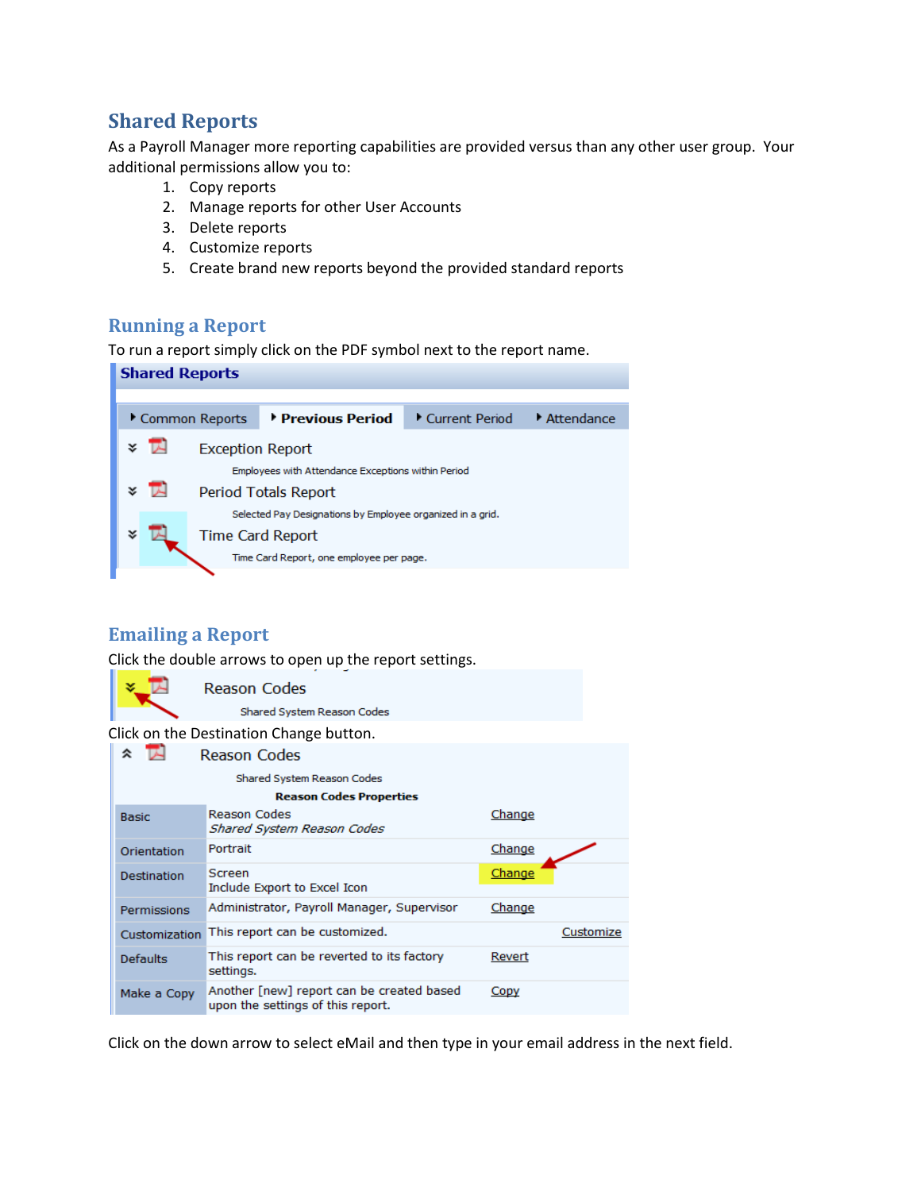## Shared Reports

As a Payroll Manager more reporting capabilities are provided versus than any other user group. Your additional permissions allow you to:

1. Copy reports
2. Manage reports for other User Accounts
3. Delete reports
4. Customize reports
5. Create brand new reports beyond the provided standard reports

## Running a Report

To run a report simply click on the PDF symbol next to the report name.

**Shared Reports**

Common Reports | **Previous Period** | Current Period | Attendance

Exception Report
Employees with Attendance Exceptions within Period

Period Totals Report
Selected Pay Designations by Employee organized in a grid.

Time Card Report
Time Card Report, one employee per page.

## Emailing a Report

Click the double arrows to open up the report settings.

Reason Codes
Shared System Reason Codes

Click on the Destination Change button.

Reason Codes
Shared System Reason Codes

**Reason Codes Properties**

| | | |
|---|---|---|
| Basic | Reason Codes<br>*Shared System Reason Codes* | Change |
| Orientation | Portrait | Change |
| Destination | Screen<br>Include Export to Excel Icon | Change |
| Permissions | Administrator, Payroll Manager, Supervisor | Change |
| Customization | This report can be customized. | Customize |
| Defaults | This report can be reverted to its factory settings. | Revert |
| Make a Copy | Another [new] report can be created based upon the settings of this report. | Copy |

Click on the down arrow to select eMail and then type in your email address in the next field.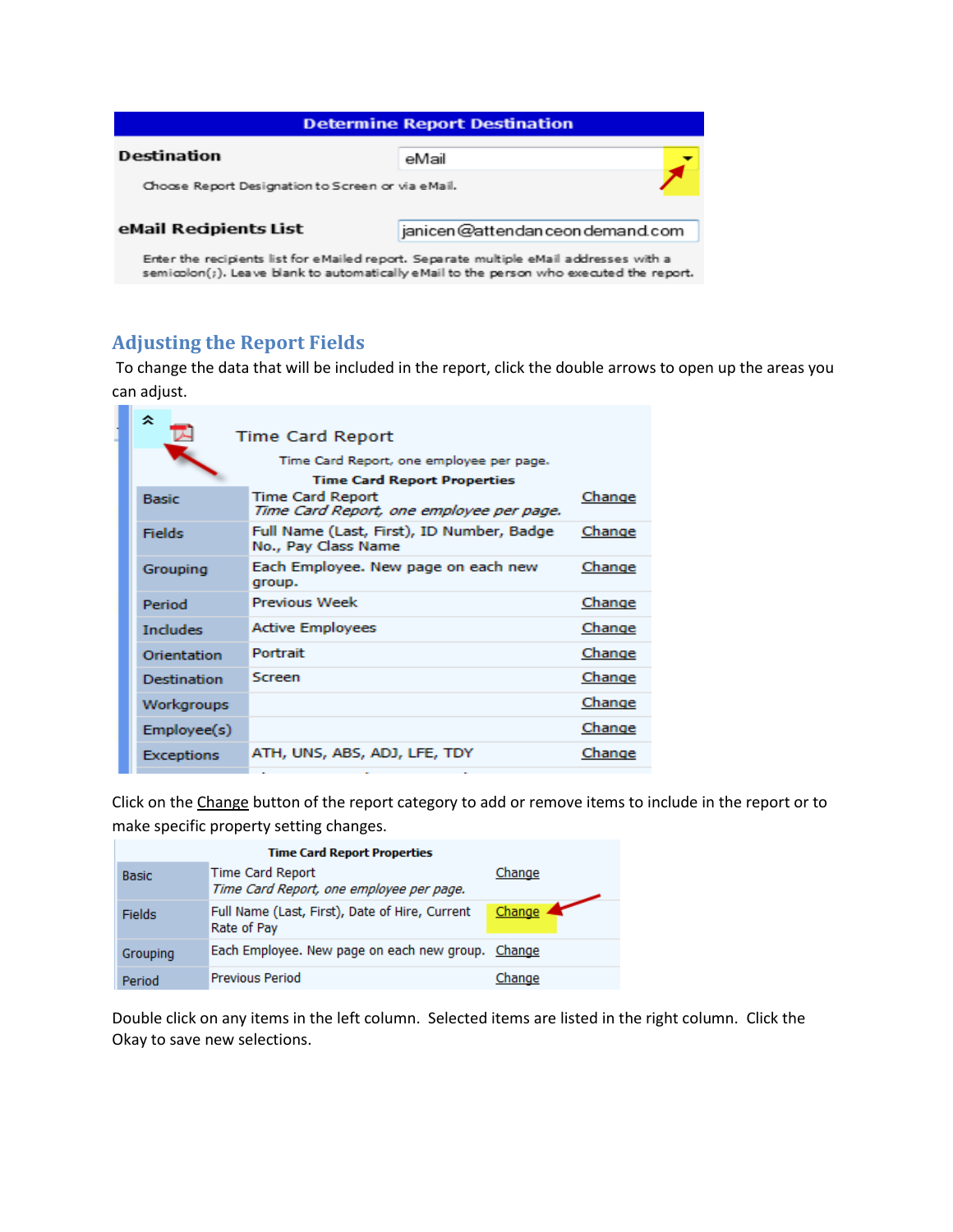| Determine Report Destination | |
|---|---|
| **Destination** | eMail |
| Choose Report Designation to Screen or via eMail. | |
| **eMail Recipients List** | janicen@attendanceondemand.com |
| Enter the recipients list for eMailed report. Separate multiple eMail addresses with a semicolon(;). Leave blank to automatically eMail to the person who executed the report. | |

## Adjusting the Report Fields

To change the data that will be included in the report, click the double arrows to open up the areas you can adjust.

**Time Card Report**

Time Card Report, one employee per page.

| Time Card Report Properties | | |
|---|---|---|
| Basic | Time Card Report *Time Card Report, one employee per page.* | Change |
| Fields | Full Name (Last, First), ID Number, Badge No., Pay Class Name | Change |
| Grouping | Each Employee. New page on each new group. | Change |
| Period | Previous Week | Change |
| Includes | Active Employees | Change |
| Orientation | Portrait | Change |
| Destination | Screen | Change |
| Workgroups | | Change |
| Employee(s) | | Change |
| Exceptions | ATH, UNS, ABS, ADJ, LFE, TDY | Change |

Click on the Change button of the report category to add or remove items to include in the report or to make specific property setting changes.

| Time Card Report Properties | | |
|---|---|---|
| Basic | Time Card Report *Time Card Report, one employee per page.* | Change |
| Fields | Full Name (Last, First), Date of Hire, Current Rate of Pay | Change |
| Grouping | Each Employee. New page on each new group. | Change |
| Period | Previous Period | Change |

Double click on any items in the left column. Selected items are listed in the right column. Click the Okay to save new selections.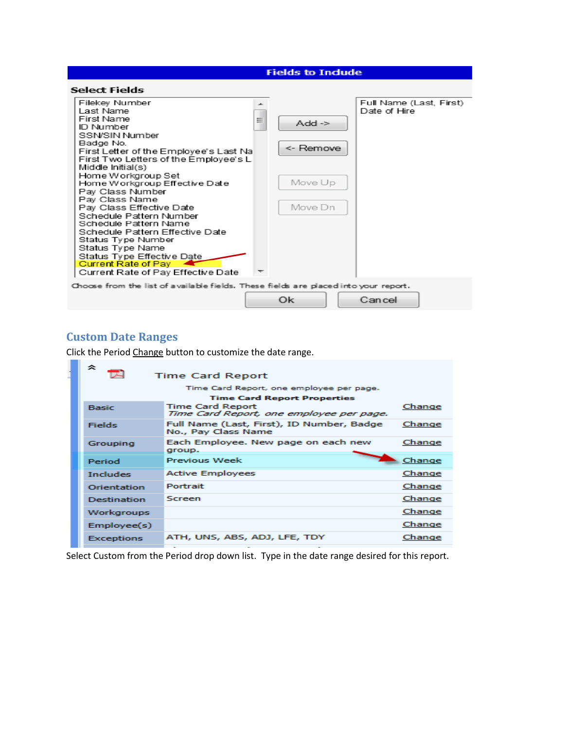## Custom Date Ranges

Click the Period Change button to customize the date range.

Select Custom from the Period drop down list. Type in the date range desired for this report.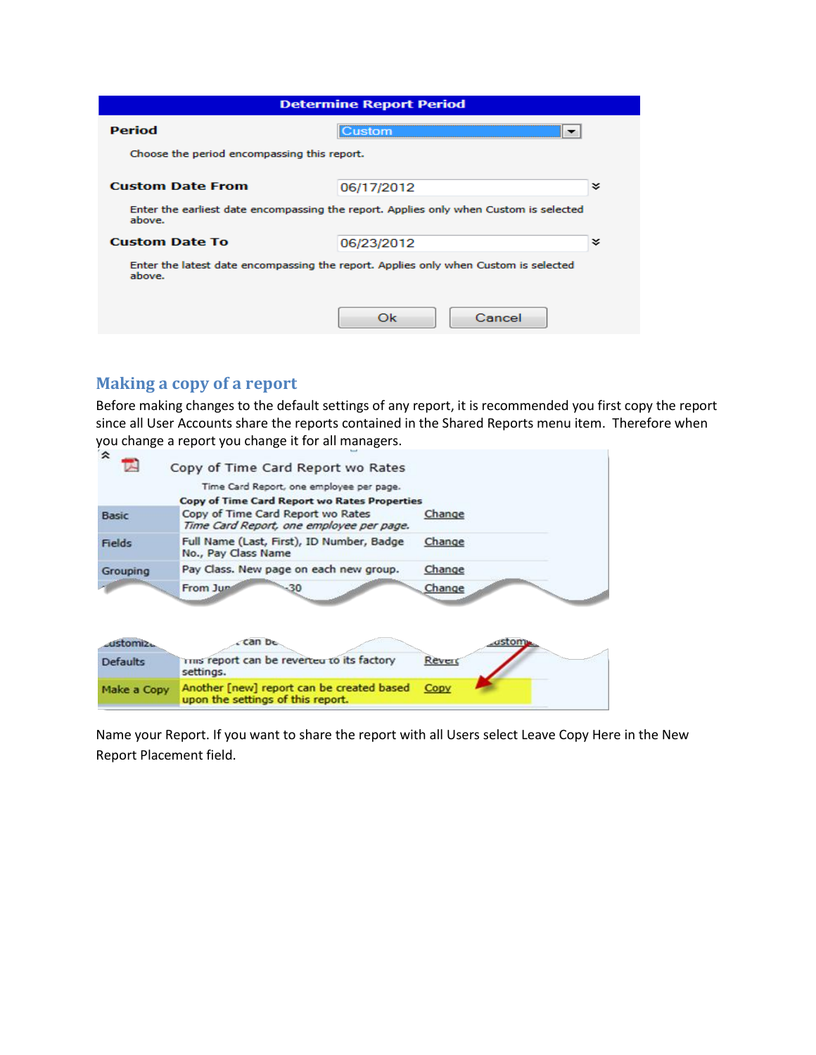| Determine Report Period | |
|---|---|
| **Period** | Custom |
| Choose the period encompassing this report. | |
| **Custom Date From** | 06/17/2012 |
| Enter the earliest date encompassing the report. Applies only when Custom is selected above. | |
| **Custom Date To** | 06/23/2012 |
| Enter the latest date encompassing the report. Applies only when Custom is selected above. | |
| Ok | Cancel |

## Making a copy of a report

Before making changes to the default settings of any report, it is recommended you first copy the report since all User Accounts share the reports contained in the Shared Reports menu item. Therefore when you change a report you change it for all managers.

Copy of Time Card Report wo Rates

Time Card Report, one employee per page.

| | Copy of Time Card Report wo Rates Properties | |
|---|---|---|
| Basic | Copy of Time Card Report wo Rates *Time Card Report, one employee per page.* | Change |
| Fields | Full Name (Last, First), ID Number, Badge No., Pay Class Name | Change |
| Grouping | Pay Class. New page on each new group. | Change |
| | From Jun ... 30 | Change |
| Customize | ... can be ... | Customize |
| Defaults | This report can be reverted to its factory settings. | Revert |
| Make a Copy | Another [new] report can be created based upon the settings of this report. | Copy |

Name your Report. If you want to share the report with all Users select Leave Copy Here in the New Report Placement field.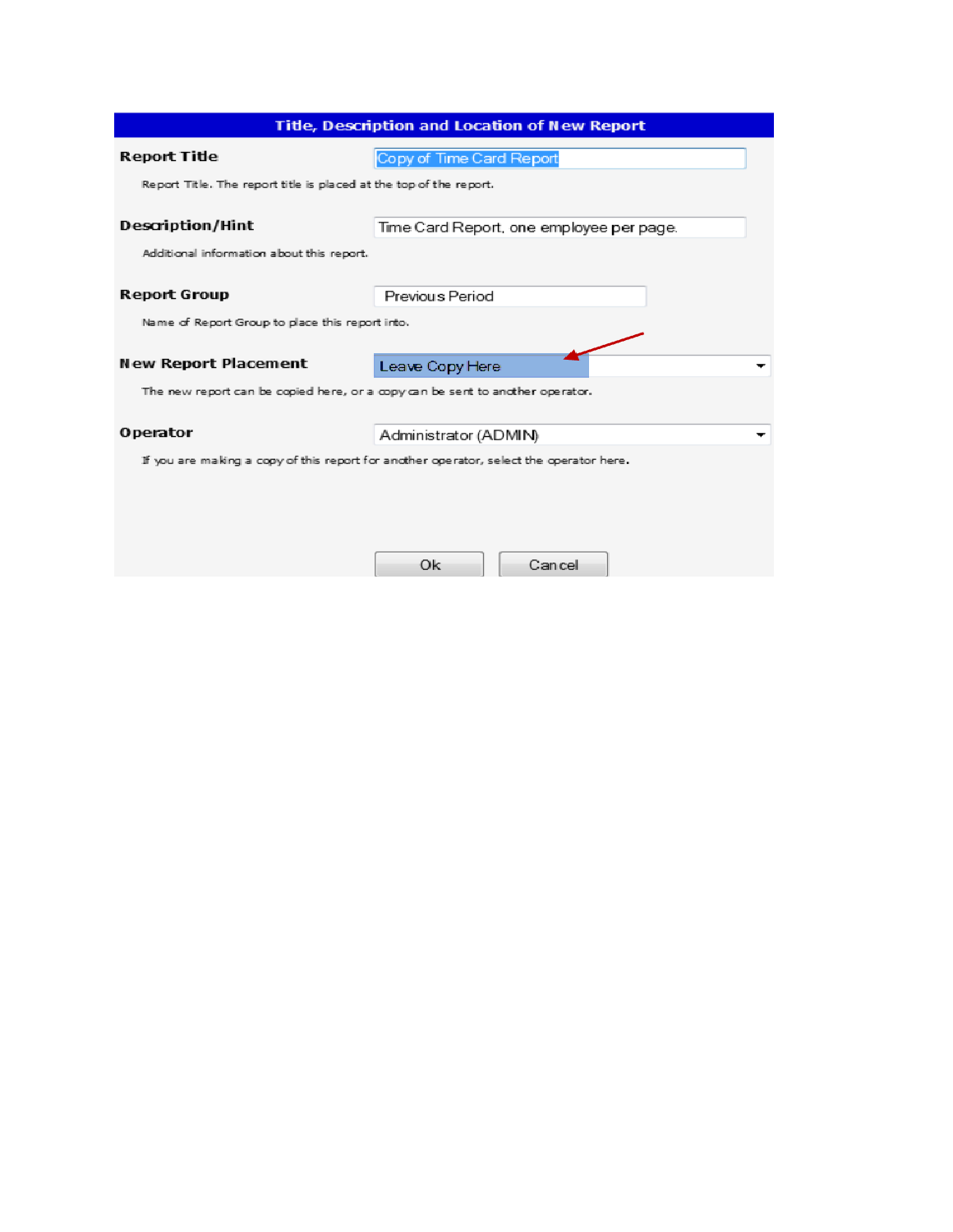**Title, Description and Location of New Report**

**Report Title** — Copy of Time Card Report

Report Title. The report title is placed at the top of the report.

**Description/Hint** — Time Card Report, one employee per page.

Additional information about this report.

**Report Group** — Previous Period

Name of Report Group to place this report into.

**New Report Placement** — Leave Copy Here

The new report can be copied here, or a copy can be sent to another operator.

**Operator** — Administrator (ADMIN)

If you are making a copy of this report for another operator, select the operator here.

Ok | Cancel